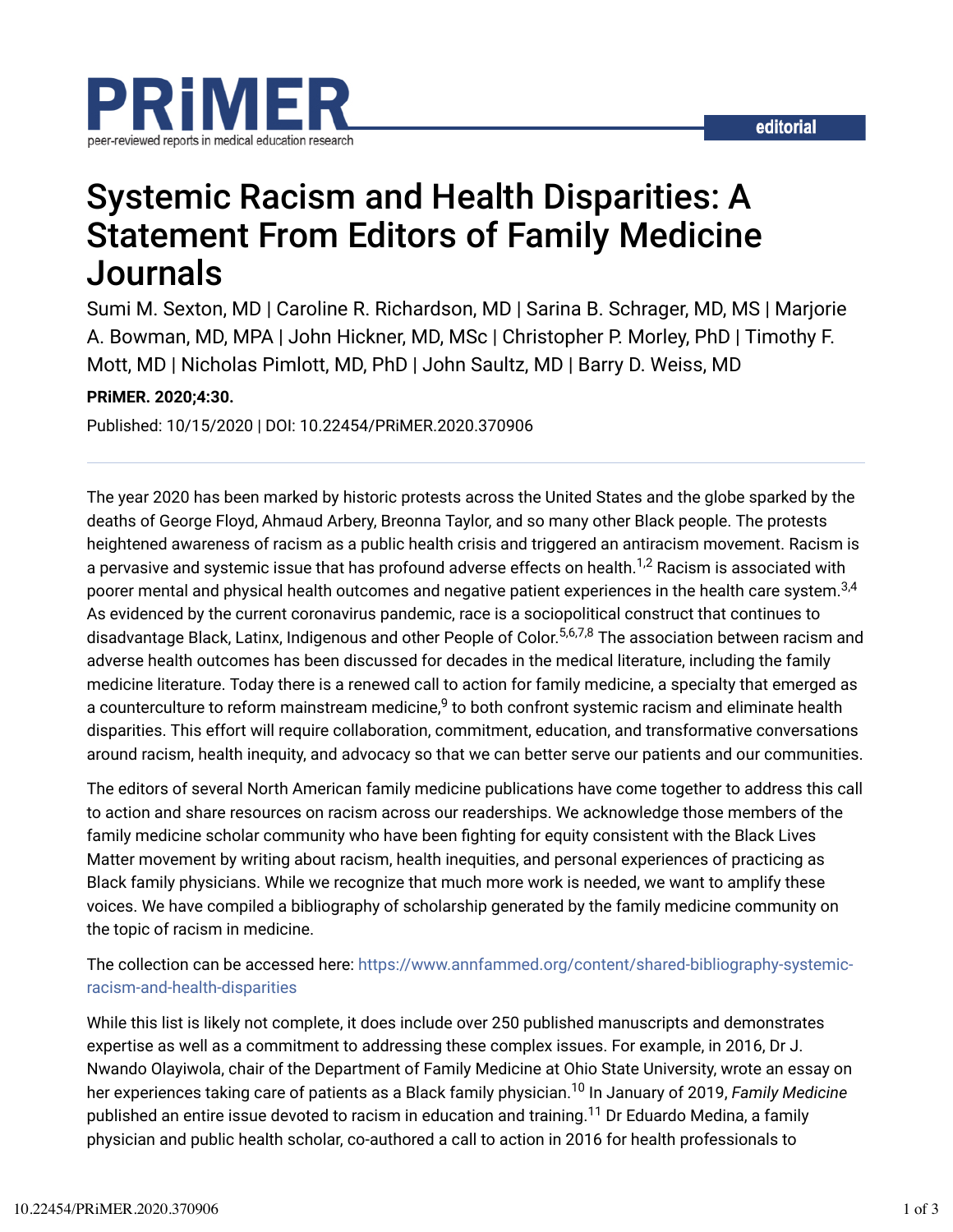PRiMER

peer-reviewed reports in medical education research

editorial

# Systemic Racism and Health Disparities: A Statement From Editors of Family Medicine Journals

Sumi M. Sexton, MD | Caroline R. Richardson, MD | Sarina B. Schrager, MD, MS | Marjorie A. Bowman, MD, MPA | John Hickner, MD, MSc | Christopher P. Morley, PhD | Timothy F. Mott, MD | Nicholas Pimlott, MD, PhD | John Saultz, MD | Barry D. Weiss, MD

**PRiMER. 2020;4:30.**

Published: 10/15/2020 | DOI: 10.22454/PRiMER.2020.370906

---

The year 2020 has been marked by historic protests across the United States and the globe sparked by the deaths of George Floyd, Ahmaud Arbery, Breonna Taylor, and so many other Black people. The protests heightened awareness of racism as a public health crisis and triggered an antiracism movement. Racism is a pervasive and systemic issue that has profound adverse effects on health.[1,2] Racism is associated with poorer mental and physical health outcomes and negative patient experiences in the health care system.[3,4] As evidenced by the current coronavirus pandemic, race is a sociopolitical construct that continues to disadvantage Black, Latinx, Indigenous and other People of Color.[5,6,7,8] The association between racism and adverse health outcomes has been discussed for decades in the medical literature, including the family medicine literature. Today there is a renewed call to action for family medicine, a specialty that emerged as a counterculture to reform mainstream medicine,[9] to both confront systemic racism and eliminate health disparities. This effort will require collaboration, commitment, education, and transformative conversations around racism, health inequity, and advocacy so that we can better serve our patients and our communities.

The editors of several North American family medicine publications have come together to address this call to action and share resources on racism across our readerships. We acknowledge those members of the family medicine scholar community who have been fighting for equity consistent with the Black Lives Matter movement by writing about racism, health inequities, and personal experiences of practicing as Black family physicians. While we recognize that much more work is needed, we want to amplify these voices. We have compiled a bibliography of scholarship generated by the family medicine community on the topic of racism in medicine.

The collection can be accessed here: https://www.annfammed.org/content/shared-bibliography-systemic-racism-and-health-disparities

While this list is likely not complete, it does include over 250 published manuscripts and demonstrates expertise as well as a commitment to addressing these complex issues. For example, in 2016, Dr J. Nwando Olayiwola, chair of the Department of Family Medicine at Ohio State University, wrote an essay on her experiences taking care of patients as a Black family physician.[10] In January of 2019, *Family Medicine* published an entire issue devoted to racism in education and training.[11] Dr Eduardo Medina, a family physician and public health scholar, co-authored a call to action in 2016 for health professionals to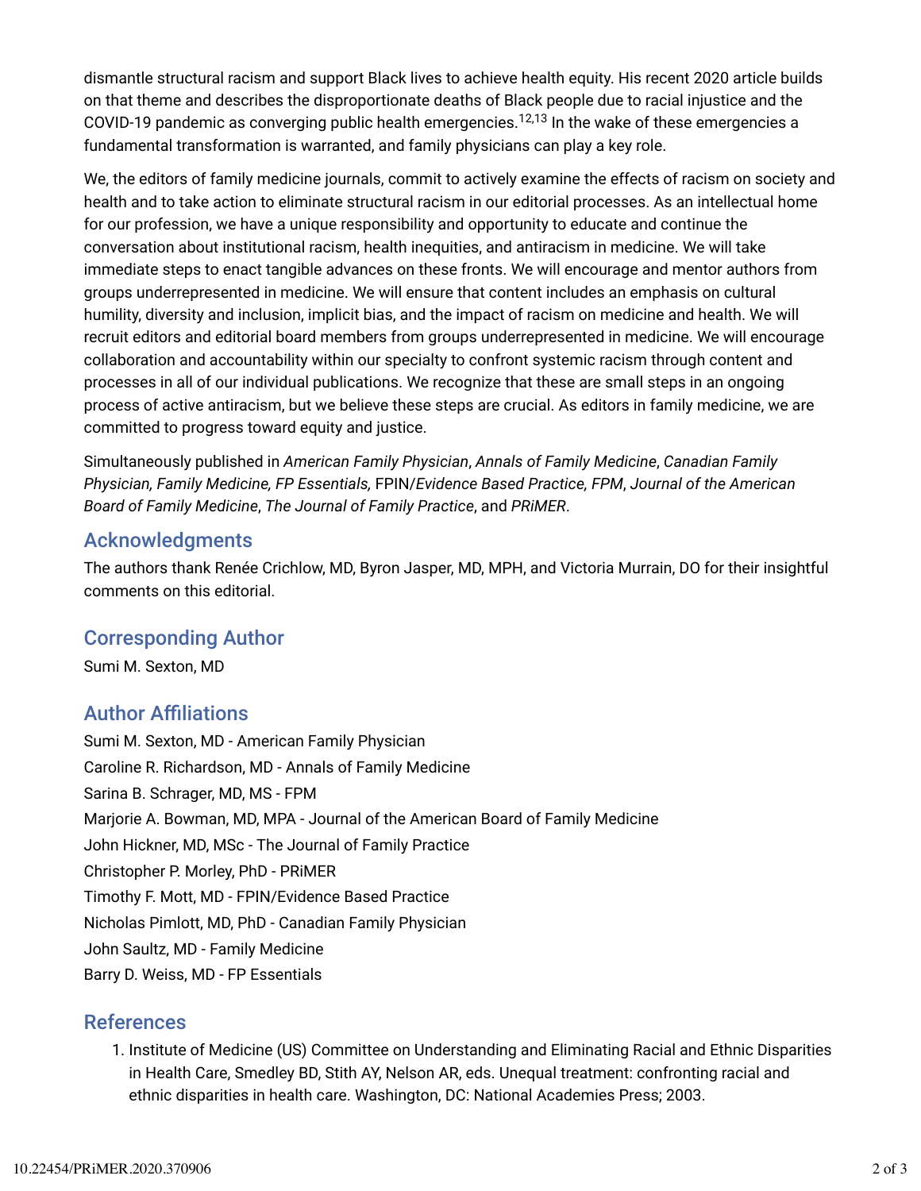dismantle structural racism and support Black lives to achieve health equity. His recent 2020 article builds on that theme and describes the disproportionate deaths of Black people due to racial injustice and the COVID-19 pandemic as converging public health emergencies.[12,13] In the wake of these emergencies a fundamental transformation is warranted, and family physicians can play a key role.

We, the editors of family medicine journals, commit to actively examine the effects of racism on society and health and to take action to eliminate structural racism in our editorial processes. As an intellectual home for our profession, we have a unique responsibility and opportunity to educate and continue the conversation about institutional racism, health inequities, and antiracism in medicine. We will take immediate steps to enact tangible advances on these fronts. We will encourage and mentor authors from groups underrepresented in medicine. We will ensure that content includes an emphasis on cultural humility, diversity and inclusion, implicit bias, and the impact of racism on medicine and health. We will recruit editors and editorial board members from groups underrepresented in medicine. We will encourage collaboration and accountability within our specialty to confront systemic racism through content and processes in all of our individual publications. We recognize that these are small steps in an ongoing process of active antiracism, but we believe these steps are crucial. As editors in family medicine, we are committed to progress toward equity and justice.

Simultaneously published in *American Family Physician*, *Annals of Family Medicine*, *Canadian Family Physician, Family Medicine, FP Essentials,* FPIN/*Evidence Based Practice, FPM*, *Journal of the American Board of Family Medicine*, *The Journal of Family Practice*, and *PRiMER*.

## Acknowledgments

The authors thank Renée Crichlow, MD, Byron Jasper, MD, MPH, and Victoria Murrain, DO for their insightful comments on this editorial.

## Corresponding Author

Sumi M. Sexton, MD

## Author Affiliations

Sumi M. Sexton, MD - American Family Physician
Caroline R. Richardson, MD - Annals of Family Medicine
Sarina B. Schrager, MD, MS - FPM
Marjorie A. Bowman, MD, MPA - Journal of the American Board of Family Medicine
John Hickner, MD, MSc - The Journal of Family Practice
Christopher P. Morley, PhD - PRiMER
Timothy F. Mott, MD - FPIN/Evidence Based Practice
Nicholas Pimlott, MD, PhD - Canadian Family Physician
John Saultz, MD - Family Medicine
Barry D. Weiss, MD - FP Essentials

## References

1. Institute of Medicine (US) Committee on Understanding and Eliminating Racial and Ethnic Disparities in Health Care, Smedley BD, Stith AY, Nelson AR, eds. Unequal treatment: confronting racial and ethnic disparities in health care. Washington, DC: National Academies Press; 2003.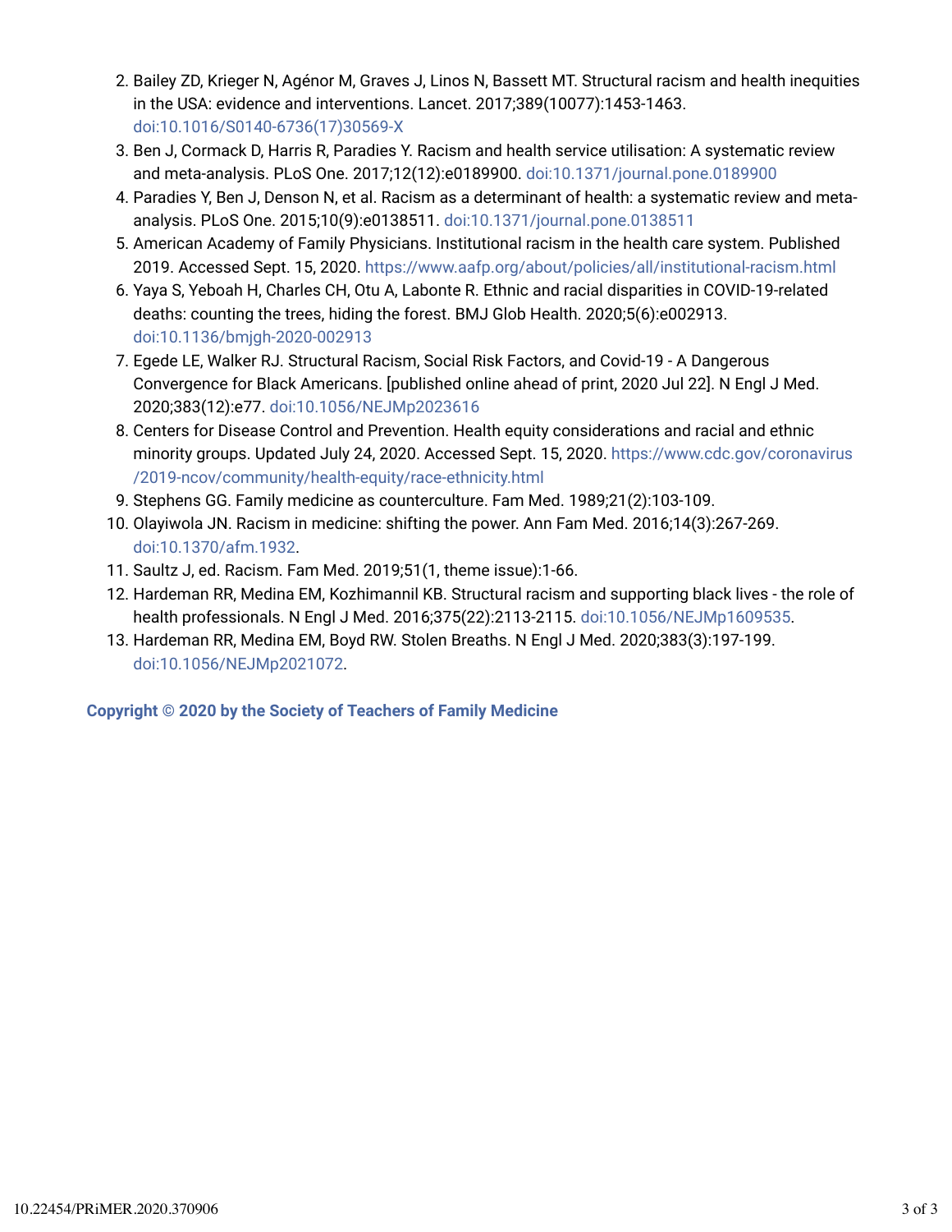2. Bailey ZD, Krieger N, Agénor M, Graves J, Linos N, Bassett MT. Structural racism and health inequities in the USA: evidence and interventions. Lancet. 2017;389(10077):1453-1463. doi:10.1016/S0140-6736(17)30569-X
3. Ben J, Cormack D, Harris R, Paradies Y. Racism and health service utilisation: A systematic review and meta-analysis. PLoS One. 2017;12(12):e0189900. doi:10.1371/journal.pone.0189900
4. Paradies Y, Ben J, Denson N, et al. Racism as a determinant of health: a systematic review and meta-analysis. PLoS One. 2015;10(9):e0138511. doi:10.1371/journal.pone.0138511
5. American Academy of Family Physicians. Institutional racism in the health care system. Published 2019. Accessed Sept. 15, 2020. https://www.aafp.org/about/policies/all/institutional-racism.html
6. Yaya S, Yeboah H, Charles CH, Otu A, Labonte R. Ethnic and racial disparities in COVID-19-related deaths: counting the trees, hiding the forest. BMJ Glob Health. 2020;5(6):e002913. doi:10.1136/bmjgh-2020-002913
7. Egede LE, Walker RJ. Structural Racism, Social Risk Factors, and Covid-19 - A Dangerous Convergence for Black Americans. [published online ahead of print, 2020 Jul 22]. N Engl J Med. 2020;383(12):e77. doi:10.1056/NEJMp2023616
8. Centers for Disease Control and Prevention. Health equity considerations and racial and ethnic minority groups. Updated July 24, 2020. Accessed Sept. 15, 2020. https://www.cdc.gov/coronavirus/2019-ncov/community/health-equity/race-ethnicity.html
9. Stephens GG. Family medicine as counterculture. Fam Med. 1989;21(2):103-109.
10. Olayiwola JN. Racism in medicine: shifting the power. Ann Fam Med. 2016;14(3):267-269. doi:10.1370/afm.1932.
11. Saultz J, ed. Racism. Fam Med. 2019;51(1, theme issue):1-66.
12. Hardeman RR, Medina EM, Kozhimannil KB. Structural racism and supporting black lives - the role of health professionals. N Engl J Med. 2016;375(22):2113-2115. doi:10.1056/NEJMp1609535.
13. Hardeman RR, Medina EM, Boyd RW. Stolen Breaths. N Engl J Med. 2020;383(3):197-199. doi:10.1056/NEJMp2021072.

**Copyright © 2020 by the Society of Teachers of Family Medicine**